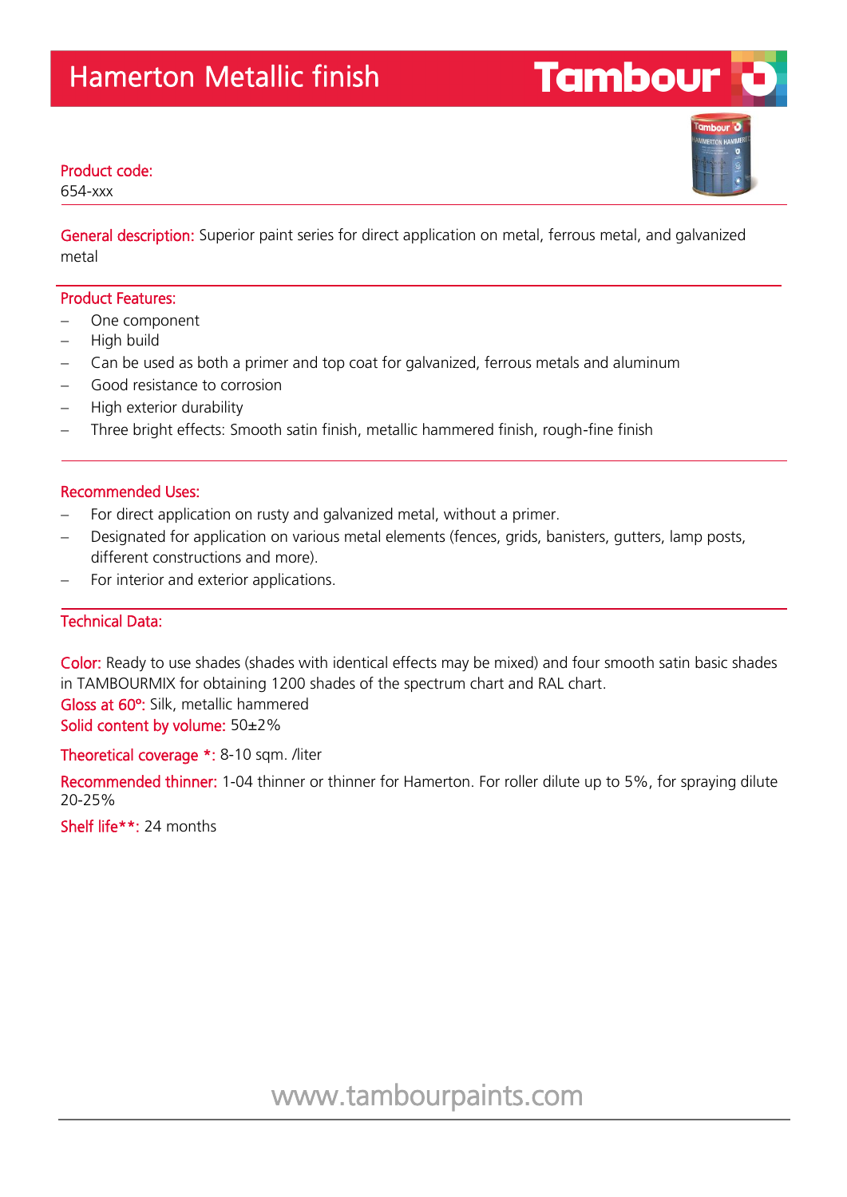# Hamerton Metallic finish

**Product code:**
654-xxx

**General description:** Superior paint series for direct application on metal, ferrous metal, and galvanized metal

## Product Features:

- One component
- High build
- Can be used as both a primer and top coat for galvanized, ferrous metals and aluminum
- Good resistance to corrosion
- High exterior durability
- Three bright effects: Smooth satin finish, metallic hammered finish, rough-fine finish

## Recommended Uses:

- For direct application on rusty and galvanized metal, without a primer.
- Designated for application on various metal elements (fences, grids, banisters, gutters, lamp posts, different constructions and more).
- For interior and exterior applications.

## Technical Data:

**Color:** Ready to use shades (shades with identical effects may be mixed) and four smooth satin basic shades in TAMBOURMIX for obtaining 1200 shades of the spectrum chart and RAL chart.

**Gloss at 60°:** Silk, metallic hammered

**Solid content by volume:** 50±2%

**Theoretical coverage *:** 8-10 sqm. /liter

**Recommended thinner:** 1-04 thinner or thinner for Hamerton. For roller dilute up to 5%, for spraying dilute 20-25%

**Shelf life**:** 24 months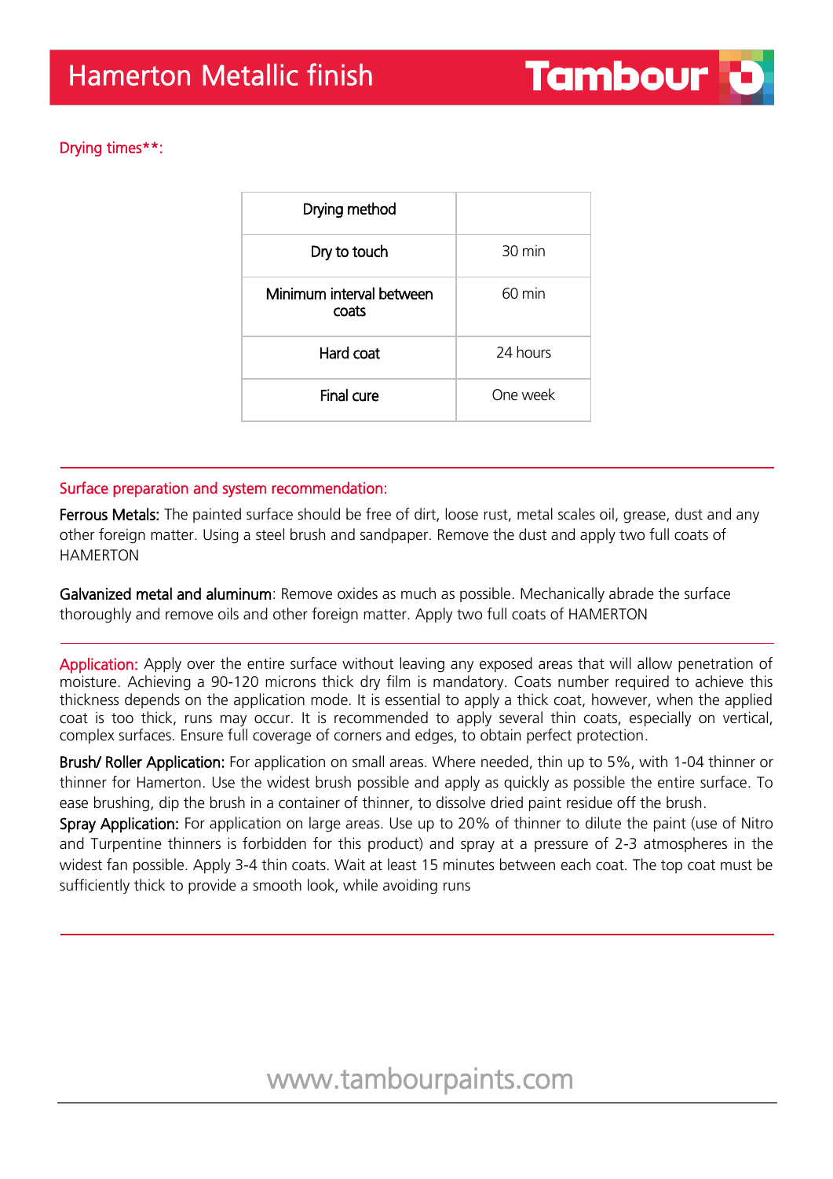Drying times**:

| Drying method | |
|---|---|
| Dry to touch | 30 min |
| Minimum interval between coats | 60 min |
| Hard coat | 24 hours |
| Final cure | One week |

## Surface preparation and system recommendation:

**Ferrous Metals:** The painted surface should be free of dirt, loose rust, metal scales oil, grease, dust and any other foreign matter. Using a steel brush and sandpaper. Remove the dust and apply two full coats of HAMERTON

**Galvanized metal and aluminum**: Remove oxides as much as possible. Mechanically abrade the surface thoroughly and remove oils and other foreign matter. Apply two full coats of HAMERTON

**Application:** Apply over the entire surface without leaving any exposed areas that will allow penetration of moisture. Achieving a 90-120 microns thick dry film is mandatory. Coats number required to achieve this thickness depends on the application mode. It is essential to apply a thick coat, however, when the applied coat is too thick, runs may occur. It is recommended to apply several thin coats, especially on vertical, complex surfaces. Ensure full coverage of corners and edges, to obtain perfect protection.

**Brush/ Roller Application:** For application on small areas. Where needed, thin up to 5%, with 1-04 thinner or thinner for Hamerton. Use the widest brush possible and apply as quickly as possible the entire surface. To ease brushing, dip the brush in a container of thinner, to dissolve dried paint residue off the brush.

**Spray Application:** For application on large areas. Use up to 20% of thinner to dilute the paint (use of Nitro and Turpentine thinners is forbidden for this product) and spray at a pressure of 2-3 atmospheres in the widest fan possible. Apply 3-4 thin coats. Wait at least 15 minutes between each coat. The top coat must be sufficiently thick to provide a smooth look, while avoiding runs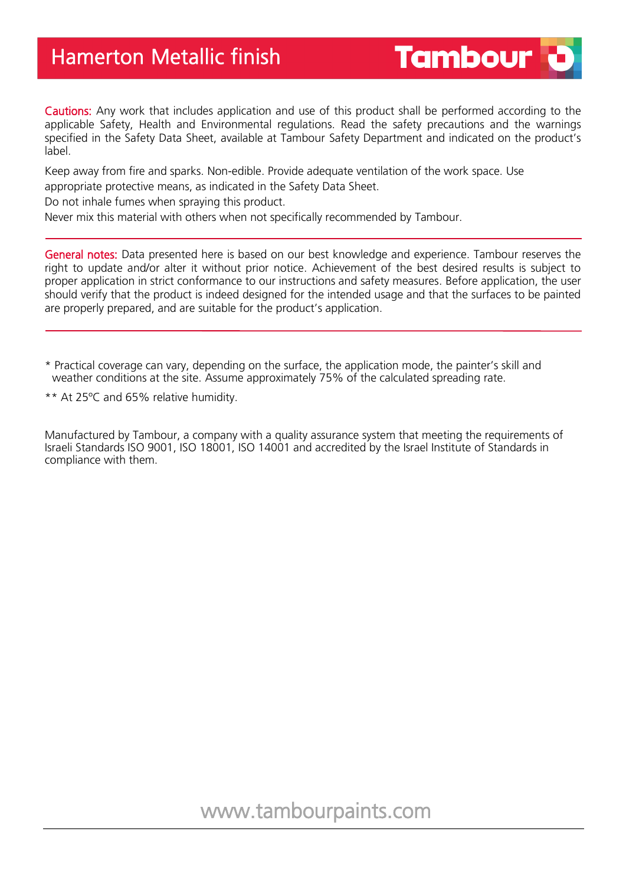**Cautions:** Any work that includes application and use of this product shall be performed according to the applicable Safety, Health and Environmental regulations. Read the safety precautions and the warnings specified in the Safety Data Sheet, available at Tambour Safety Department and indicated on the product's label.

Keep away from fire and sparks. Non-edible. Provide adequate ventilation of the work space. Use appropriate protective means, as indicated in the Safety Data Sheet.

Do not inhale fumes when spraying this product.

Never mix this material with others when not specifically recommended by Tambour.

---

**General notes:** Data presented here is based on our best knowledge and experience. Tambour reserves the right to update and/or alter it without prior notice. Achievement of the best desired results is subject to proper application in strict conformance to our instructions and safety measures. Before application, the user should verify that the product is indeed designed for the intended usage and that the surfaces to be painted are properly prepared, and are suitable for the product's application.

---

\* Practical coverage can vary, depending on the surface, the application mode, the painter's skill and weather conditions at the site. Assume approximately 75% of the calculated spreading rate.

\*\* At 25°C and 65% relative humidity.

Manufactured by Tambour, a company with a quality assurance system that meeting the requirements of Israeli Standards ISO 9001, ISO 18001, ISO 14001 and accredited by the Israel Institute of Standards in compliance with them.

www.tambourpaints.com